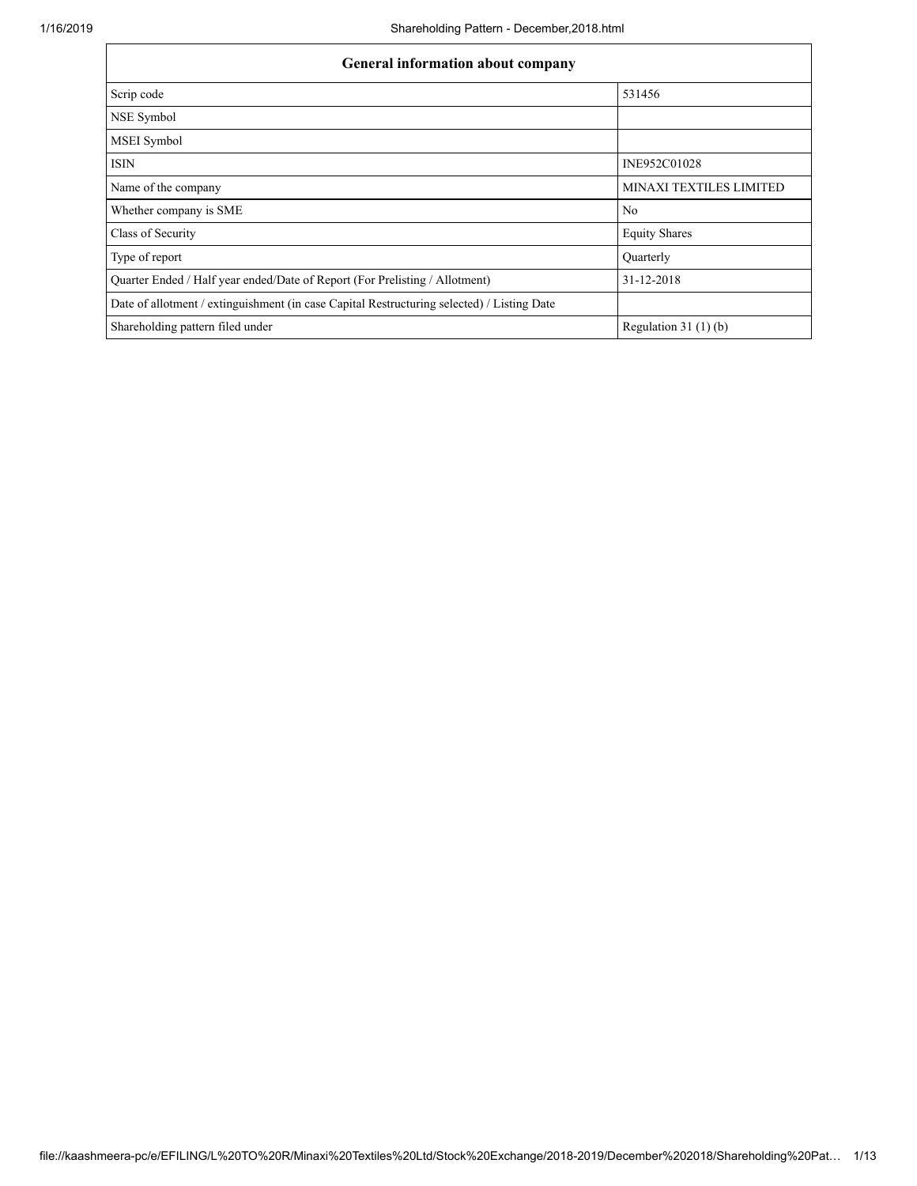| General information about company | |
| --- | --- |
| Scrip code | 531456 |
| NSE Symbol | |
| MSEI Symbol | |
| ISIN | INE952C01028 |
| Name of the company | MINAXI TEXTILES LIMITED |
| Whether company is SME | No |
| Class of Security | Equity Shares |
| Type of report | Quarterly |
| Quarter Ended / Half year ended/Date of Report (For Prelisting / Allotment) | 31-12-2018 |
| Date of allotment / extinguishment (in case Capital Restructuring selected) / Listing Date | |
| Shareholding pattern filed under | Regulation 31 (1) (b) |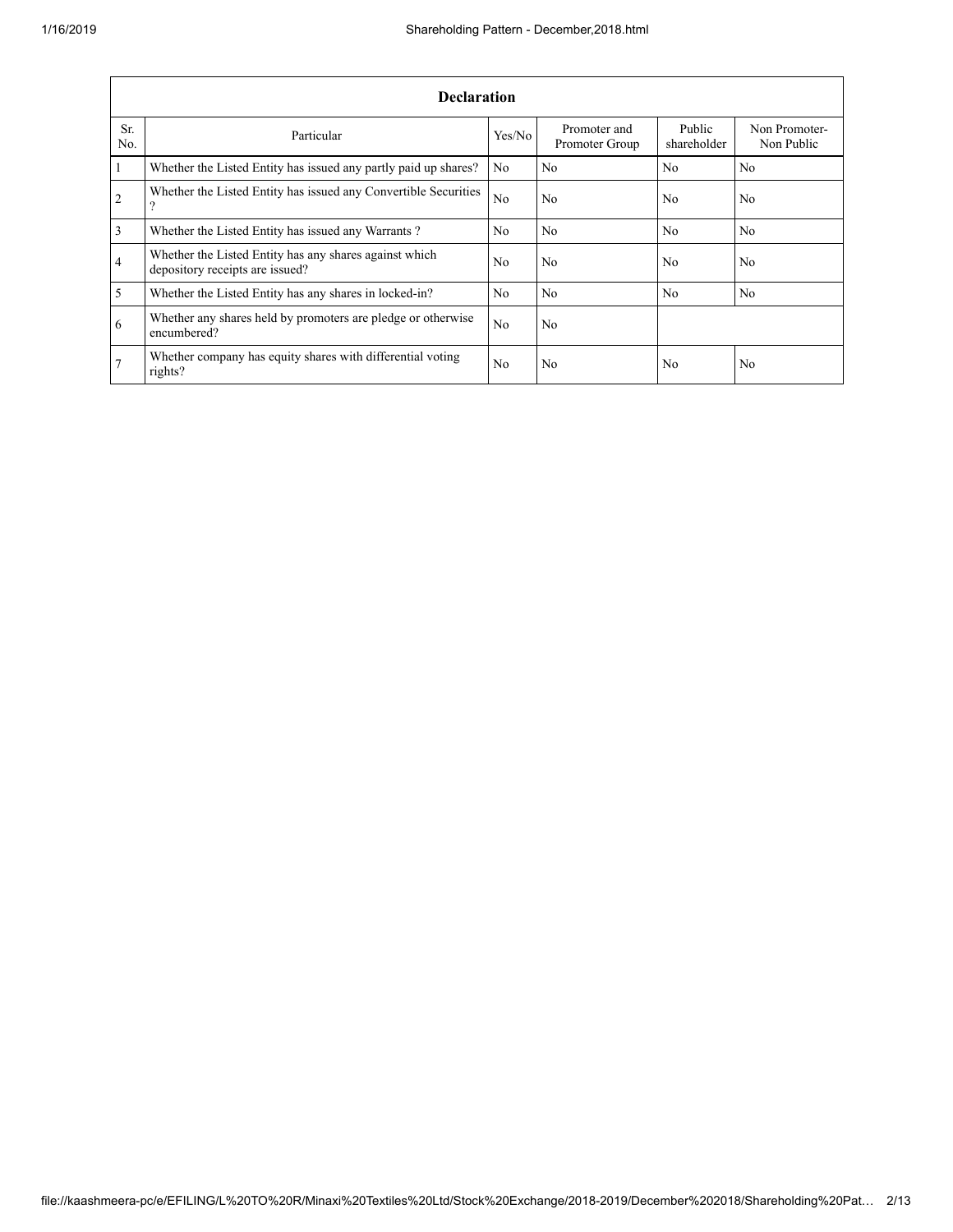| Declaration | | | | | |
| --- | --- | --- | --- | --- | --- |
| Sr. No. | Particular | Yes/No | Promoter and Promoter Group | Public shareholder | Non Promoter-Non Public |
| 1 | Whether the Listed Entity has issued any partly paid up shares? | No | No | No | No |
| 2 | Whether the Listed Entity has issued any Convertible Securities ? | No | No | No | No |
| 3 | Whether the Listed Entity has issued any Warrants ? | No | No | No | No |
| 4 | Whether the Listed Entity has any shares against which depository receipts are issued? | No | No | No | No |
| 5 | Whether the Listed Entity has any shares in locked-in? | No | No | No | No |
| 6 | Whether any shares held by promoters are pledge or otherwise encumbered? | No | No | | |
| 7 | Whether company has equity shares with differential voting rights? | No | No | No | No |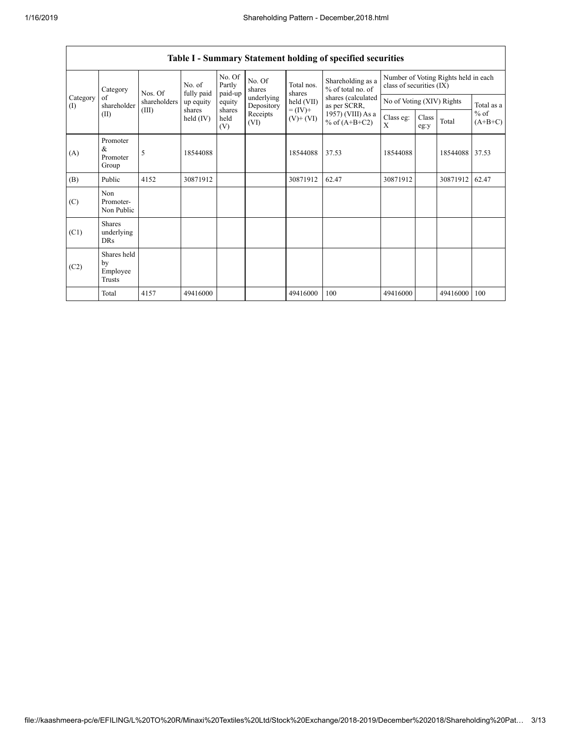| Table I - Summary Statement holding of specified securities | | | | | | | | | | | | |
|---|---|---|---|---|---|---|---|---|---|---|---|---|
| Category (I) | Category of shareholder (II) | Nos. Of shareholders (III) | No. of fully paid up equity shares held (IV) | No. Of Partly paid-up equity shares held (V) | No. Of shares underlying Depository Receipts (VI) | Total nos. shares held (VII) = (IV)+ (V)+ (VI) | Shareholding as a % of total no. of shares (calculated as per SCRR, 1957) (VIII) As a % of (A+B+C2) | Number of Voting Rights held in each class of securities (IX) | | | |
| | | | | | | | | No of Voting (XIV) Rights | | | Total as a % of (A+B+C) |
| | | | | | | | | Class eg: X | Class eg:y | Total | |
| (A) | Promoter & Promoter Group | 5 | 18544088 | | | 18544088 | 37.53 | 18544088 | | 18544088 | 37.53 |
| (B) | Public | 4152 | 30871912 | | | 30871912 | 62.47 | 30871912 | | 30871912 | 62.47 |
| (C) | Non Promoter- Non Public | | | | | | | | | | |
| (C1) | Shares underlying DRs | | | | | | | | | | |
| (C2) | Shares held by Employee Trusts | | | | | | | | | | |
| | Total | 4157 | 49416000 | | | 49416000 | 100 | 49416000 | | 49416000 | 100 |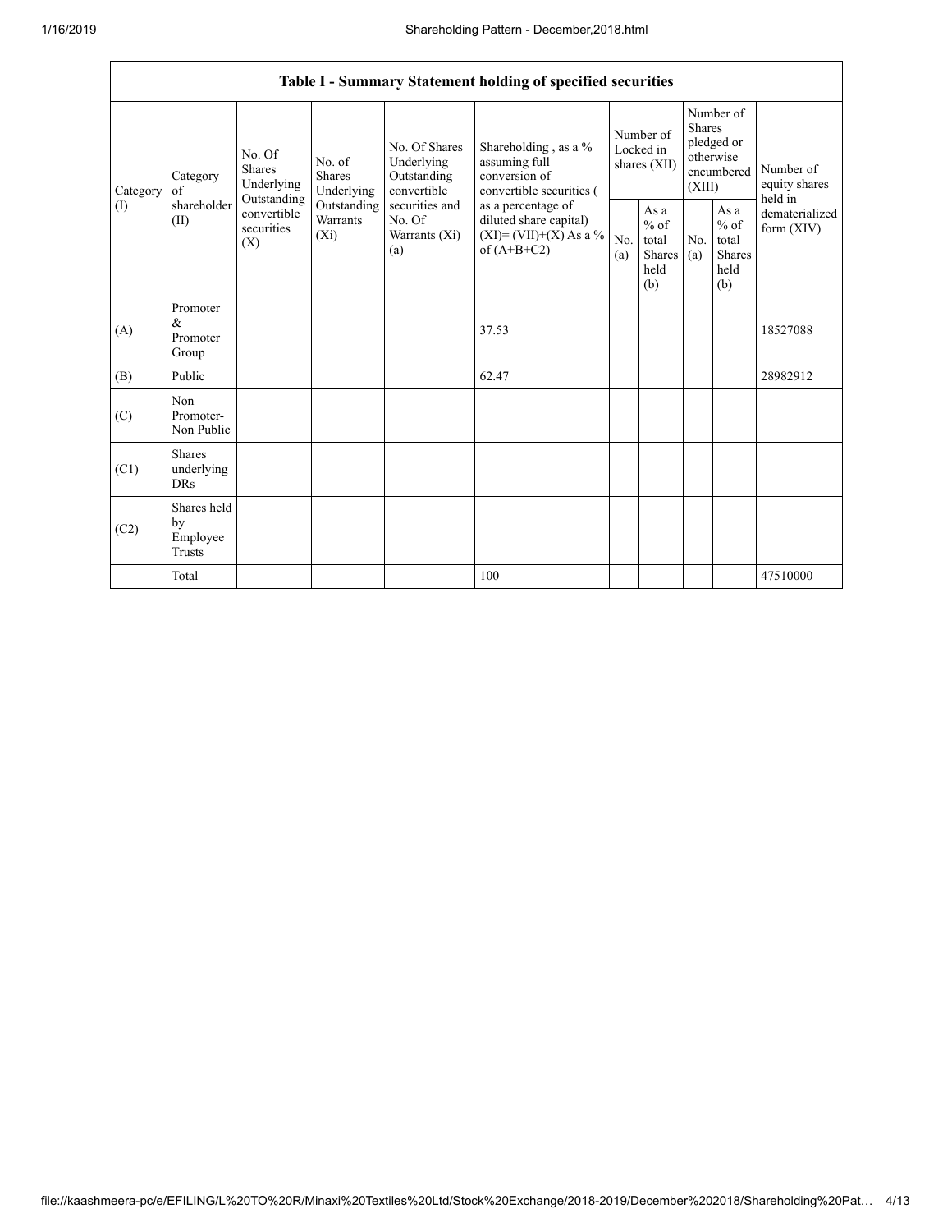| Table I - Summary Statement holding of specified securities | | | | | | | | | | |
|---|---|---|---|---|---|---|---|---|---|---|
| Category (I) | Category of shareholder (II) | No. Of Shares Underlying Outstanding convertible securities (X) | No. of Shares Underlying Outstanding Warrants (Xi) | No. Of Shares Underlying Outstanding convertible securities and No. Of Warrants (Xi) (a) | Shareholding , as a % assuming full conversion of convertible securities ( as a percentage of diluted share capital) (XI)= (VII)+(X) As a % of (A+B+C2) | Number of Locked in shares (XII) | | Number of Shares pledged or otherwise encumbered (XIII) | | Number of equity shares held in dematerialized form (XIV) |
| | | | | | | No. (a) | As a % of total Shares held (b) | No. (a) | As a % of total Shares held (b) | |
| (A) | Promoter & Promoter Group | | | | 37.53 | | | | | 18527088 |
| (B) | Public | | | | 62.47 | | | | | 28982912 |
| (C) | Non Promoter- Non Public | | | | | | | | | |
| (C1) | Shares underlying DRs | | | | | | | | | |
| (C2) | Shares held by Employee Trusts | | | | | | | | | |
| | Total | | | | 100 | | | | | 47510000 |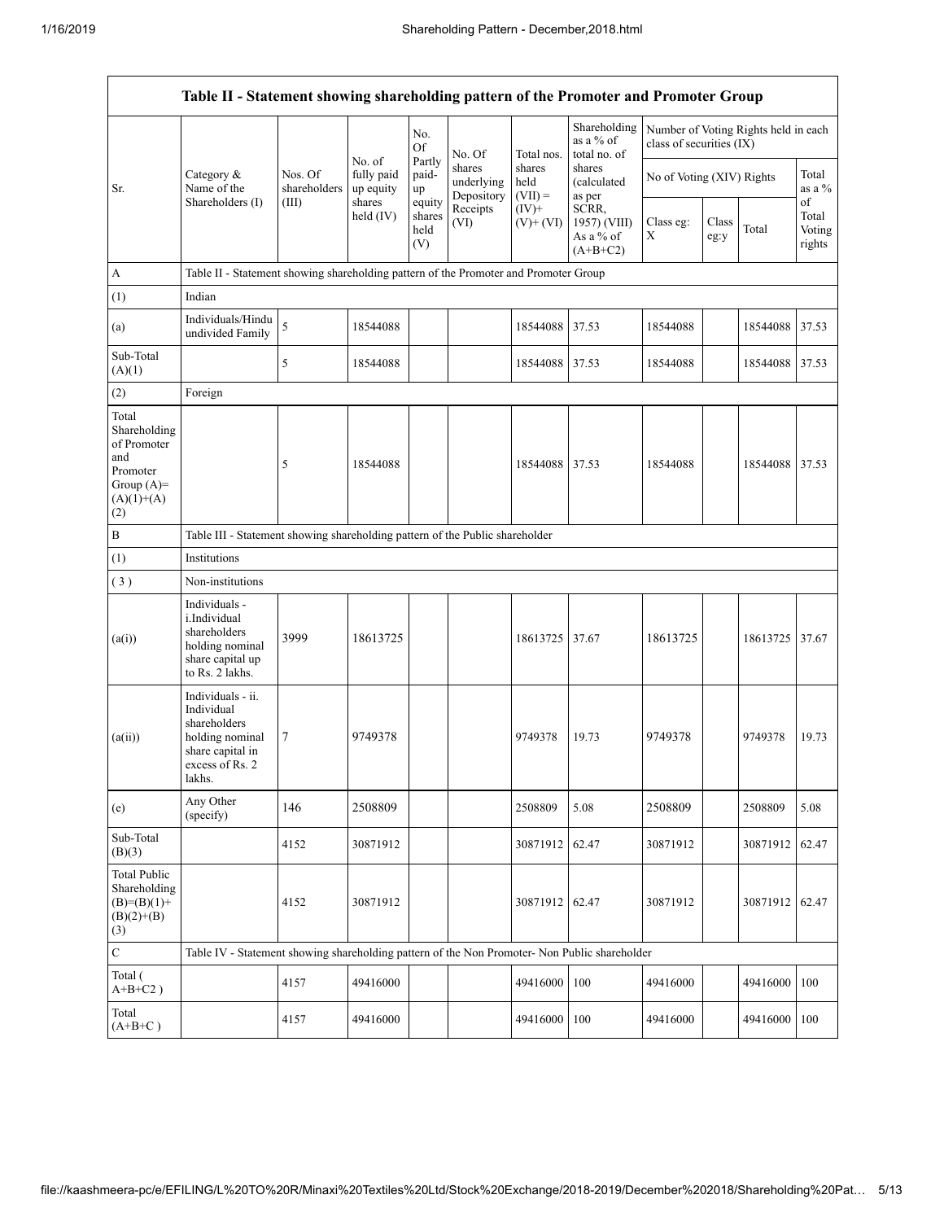| Table II - Statement showing shareholding pattern of the Promoter and Promoter Group | | | | | | | | | | | |
|---|---|---|---|---|---|---|---|---|---|---|---|
| Sr. | Category & Name of the Shareholders (I) | Nos. Of shareholders (III) | No. of fully paid up equity shares held (IV) | No. Of Partly paid-up equity shares held (V) | No. Of shares underlying Depository Receipts (VI) | Total nos. shares held (VII) = (IV)+ (V)+ (VI) | Shareholding as a % of total no. of shares (calculated as per SCRR, 1957) (VIII) As a % of (A+B+C2) | Number of Voting Rights held in each class of securities (IX) | | | |
| | | | | | | | | No of Voting (XIV) Rights | | | Total as a % of Total Voting rights |
| | | | | | | | | Class eg: X | Class eg:y | Total | |
| A | Table II - Statement showing shareholding pattern of the Promoter and Promoter Group | | | | | | | | | | |
| (1) | Indian | | | | | | | | | | |
| (a) | Individuals/Hindu undivided Family | 5 | 18544088 | | | 18544088 | 37.53 | 18544088 | | 18544088 | 37.53 |
| Sub-Total (A)(1) | | 5 | 18544088 | | | 18544088 | 37.53 | 18544088 | | 18544088 | 37.53 |
| (2) | Foreign | | | | | | | | | | |
| Total Shareholding of Promoter and Promoter Group (A)=(A)(1)+(A)(2) | | 5 | 18544088 | | | 18544088 | 37.53 | 18544088 | | 18544088 | 37.53 |
| B | Table III - Statement showing shareholding pattern of the Public shareholder | | | | | | | | | | |
| (1) | Institutions | | | | | | | | | | |
| (3) | Non-institutions | | | | | | | | | | |
| (a(i)) | Individuals - i.Individual shareholders holding nominal share capital up to Rs. 2 lakhs. | 3999 | 18613725 | | | 18613725 | 37.67 | 18613725 | | 18613725 | 37.67 |
| (a(ii)) | Individuals - ii. Individual shareholders holding nominal share capital in excess of Rs. 2 lakhs. | 7 | 9749378 | | | 9749378 | 19.73 | 9749378 | | 9749378 | 19.73 |
| (e) | Any Other (specify) | 146 | 2508809 | | | 2508809 | 5.08 | 2508809 | | 2508809 | 5.08 |
| Sub-Total (B)(3) | | 4152 | 30871912 | | | 30871912 | 62.47 | 30871912 | | 30871912 | 62.47 |
| Total Public Shareholding (B)=(B)(1)+(B)(2)+(B)(3) | | 4152 | 30871912 | | | 30871912 | 62.47 | 30871912 | | 30871912 | 62.47 |
| C | Table IV - Statement showing shareholding pattern of the Non Promoter- Non Public shareholder | | | | | | | | | | |
| Total ( A+B+C2 ) | | 4157 | 49416000 | | | 49416000 | 100 | 49416000 | | 49416000 | 100 |
| Total (A+B+C ) | | 4157 | 49416000 | | | 49416000 | 100 | 49416000 | | 49416000 | 100 |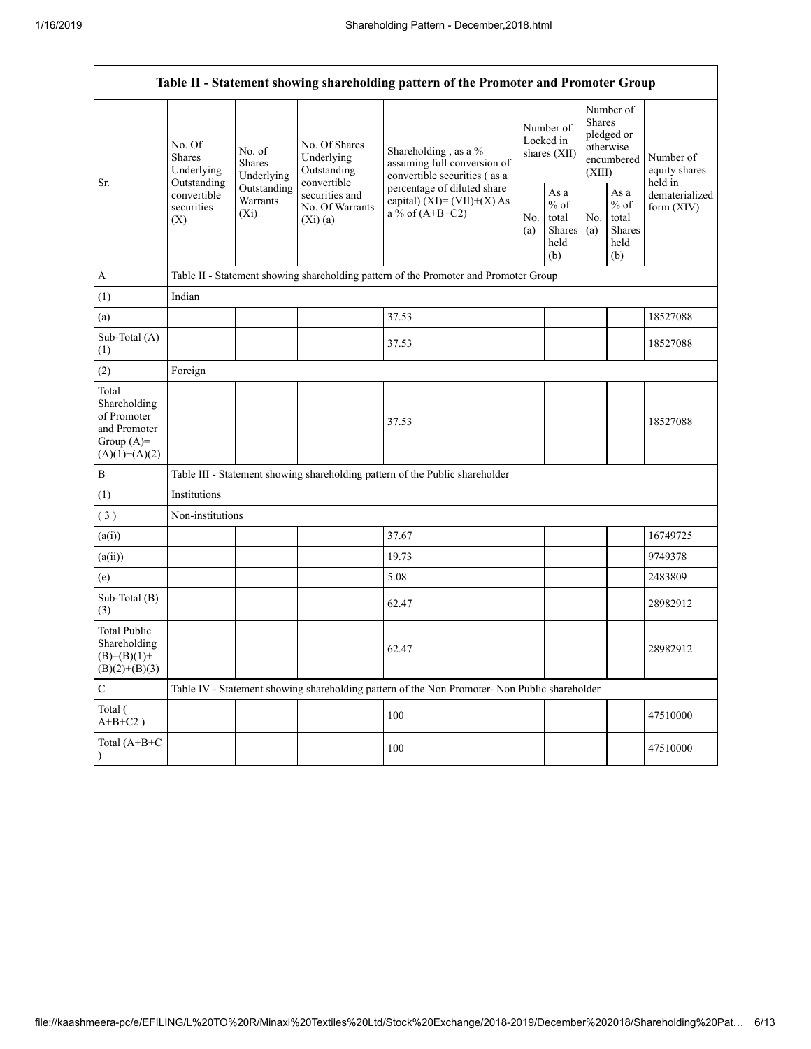| Table II - Statement showing shareholding pattern of the Promoter and Promoter Group | | | | | | | | | |
|---|---|---|---|---|---|---|---|---|---|
| Sr. | No. Of Shares Underlying Outstanding convertible securities (X) | No. of Shares Underlying Outstanding Warrants (Xi) | No. Of Shares Underlying Outstanding convertible securities and No. Of Warrants (Xi) (a) | Shareholding , as a % assuming full conversion of convertible securities ( as a percentage of diluted share capital) (XI)= (VII)+(X) As a % of (A+B+C2) | Number of Locked in shares (XII) | | Number of Shares pledged or otherwise encumbered (XIII) | | Number of equity shares held in dematerialized form (XIV) |
| | | | | | No. (a) | As a % of total Shares held (b) | No. (a) | As a % of total Shares held (b) | |
| A | Table II - Statement showing shareholding pattern of the Promoter and Promoter Group | | | | | | | | |
| (1) | Indian | | | | | | | | |
| (a) | | | | 37.53 | | | | | 18527088 |
| Sub-Total (A) (1) | | | | 37.53 | | | | | 18527088 |
| (2) | Foreign | | | | | | | | |
| Total Shareholding of Promoter and Promoter Group (A)= (A)(1)+(A)(2) | | | | 37.53 | | | | | 18527088 |
| B | Table III - Statement showing shareholding pattern of the Public shareholder | | | | | | | | |
| (1) | Institutions | | | | | | | | |
| ( 3 ) | Non-institutions | | | | | | | | |
| (a(i)) | | | | 37.67 | | | | | 16749725 |
| (a(ii)) | | | | 19.73 | | | | | 9749378 |
| (e) | | | | 5.08 | | | | | 2483809 |
| Sub-Total (B) (3) | | | | 62.47 | | | | | 28982912 |
| Total Public Shareholding (B)=(B)(1)+ (B)(2)+(B)(3) | | | | 62.47 | | | | | 28982912 |
| C | Table IV - Statement showing shareholding pattern of the Non Promoter- Non Public shareholder | | | | | | | | |
| Total ( A+B+C2 ) | | | | 100 | | | | | 47510000 |
| Total (A+B+C ) | | | | 100 | | | | | 47510000 |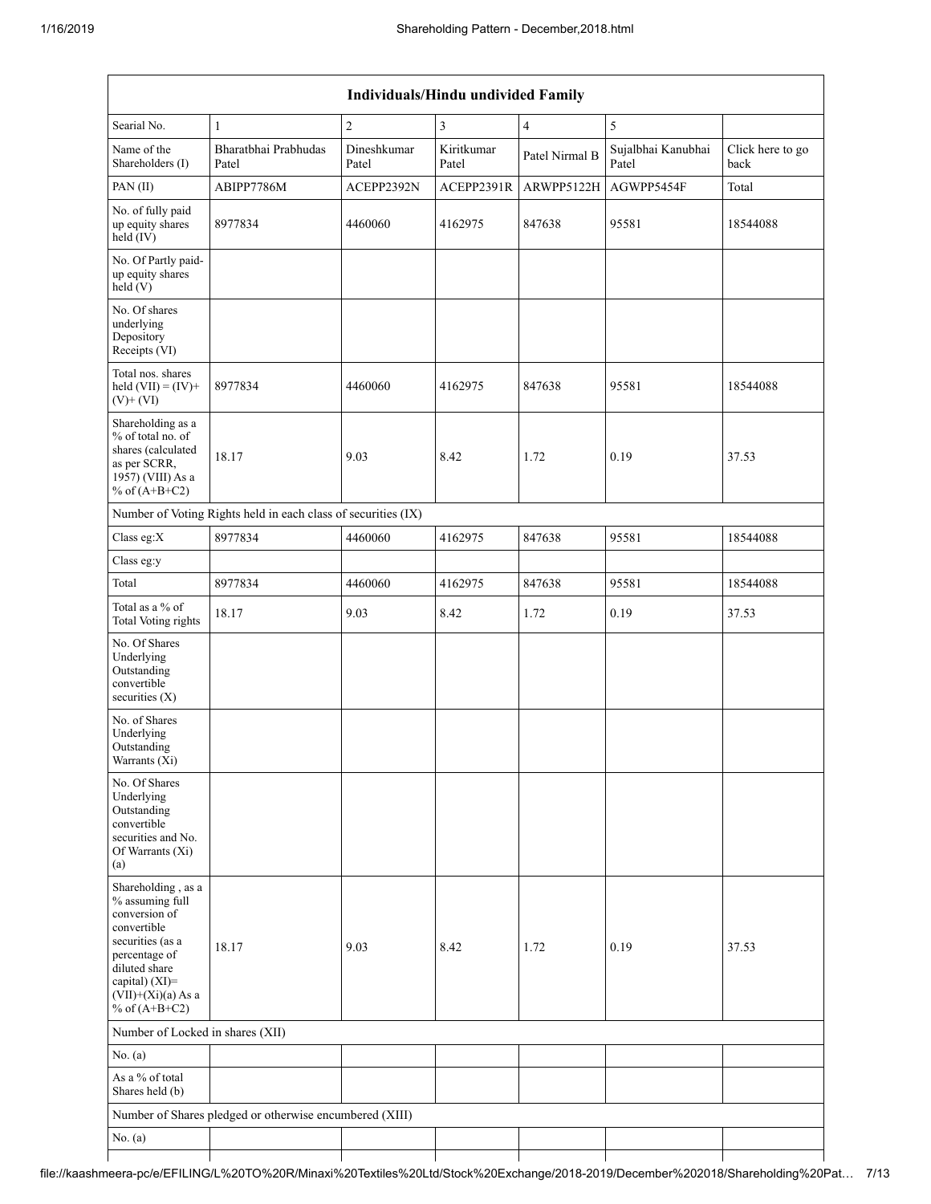| Individuals/Hindu undivided Family | | | | | | |
|---|---|---|---|---|---|---|
| Searial No. | 1 | 2 | 3 | 4 | 5 | |
| Name of the Shareholders (I) | Bharatbhai Prabhudas Patel | Dineshkumar Patel | Kiritkumar Patel | Patel Nirmal B | Sujalbhai Kanubhai Patel | Click here to go back |
| PAN (II) | ABIPP7786M | ACEPP2392N | ACEPP2391R | ARWPP5122H | AGWPP5454F | Total |
| No. of fully paid up equity shares held (IV) | 8977834 | 4460060 | 4162975 | 847638 | 95581 | 18544088 |
| No. Of Partly paid-up equity shares held (V) | | | | | | |
| No. Of shares underlying Depository Receipts (VI) | | | | | | |
| Total nos. shares held (VII) = (IV)+ (V)+ (VI) | 8977834 | 4460060 | 4162975 | 847638 | 95581 | 18544088 |
| Shareholding as a % of total no. of shares (calculated as per SCRR, 1957) (VIII) As a % of (A+B+C2) | 18.17 | 9.03 | 8.42 | 1.72 | 0.19 | 37.53 |
| Number of Voting Rights held in each class of securities (IX) | | | | | | |
| Class eg:X | 8977834 | 4460060 | 4162975 | 847638 | 95581 | 18544088 |
| Class eg:y | | | | | | |
| Total | 8977834 | 4460060 | 4162975 | 847638 | 95581 | 18544088 |
| Total as a % of Total Voting rights | 18.17 | 9.03 | 8.42 | 1.72 | 0.19 | 37.53 |
| No. Of Shares Underlying Outstanding convertible securities (X) | | | | | | |
| No. of Shares Underlying Outstanding Warrants (Xi) | | | | | | |
| No. Of Shares Underlying Outstanding convertible securities and No. Of Warrants (Xi) (a) | | | | | | |
| Shareholding , as a % assuming full conversion of convertible securities (as a percentage of diluted share capital) (XI)= (VII)+(Xi)(a) As a % of (A+B+C2) | 18.17 | 9.03 | 8.42 | 1.72 | 0.19 | 37.53 |
| Number of Locked in shares (XII) | | | | | | |
| No. (a) | | | | | | |
| As a % of total Shares held (b) | | | | | | |
| Number of Shares pledged or otherwise encumbered (XIII) | | | | | | |
| No. (a) | | | | | | |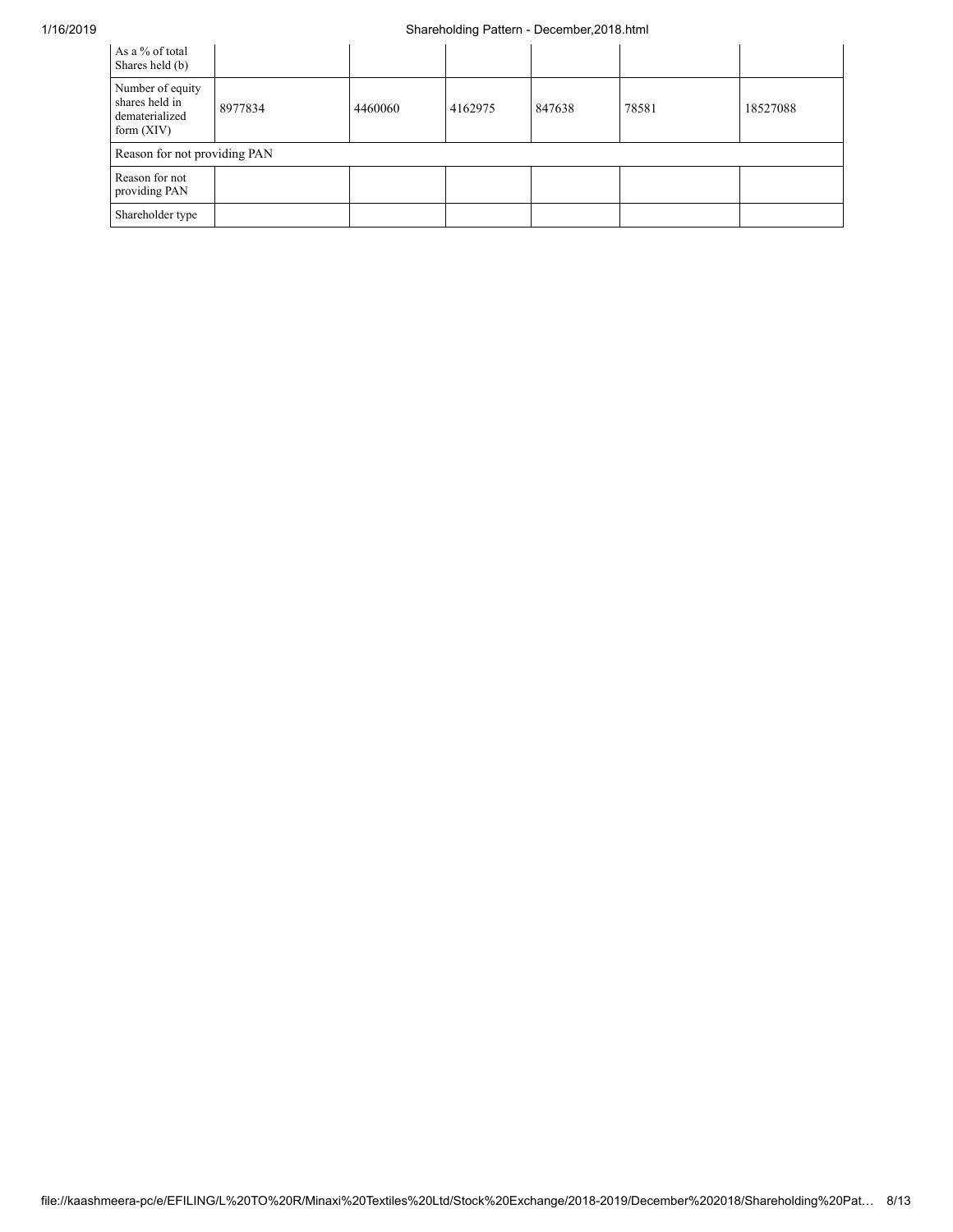| | | | | | | |
|---|---|---|---|---|---|---|
| As a % of total Shares held (b) | | | | | | |
| Number of equity shares held in dematerialized form (XIV) | 8977834 | 4460060 | 4162975 | 847638 | 78581 | 18527088 |
| Reason for not providing PAN | | | | | | |
| Reason for not providing PAN | | | | | | |
| Shareholder type | | | | | | |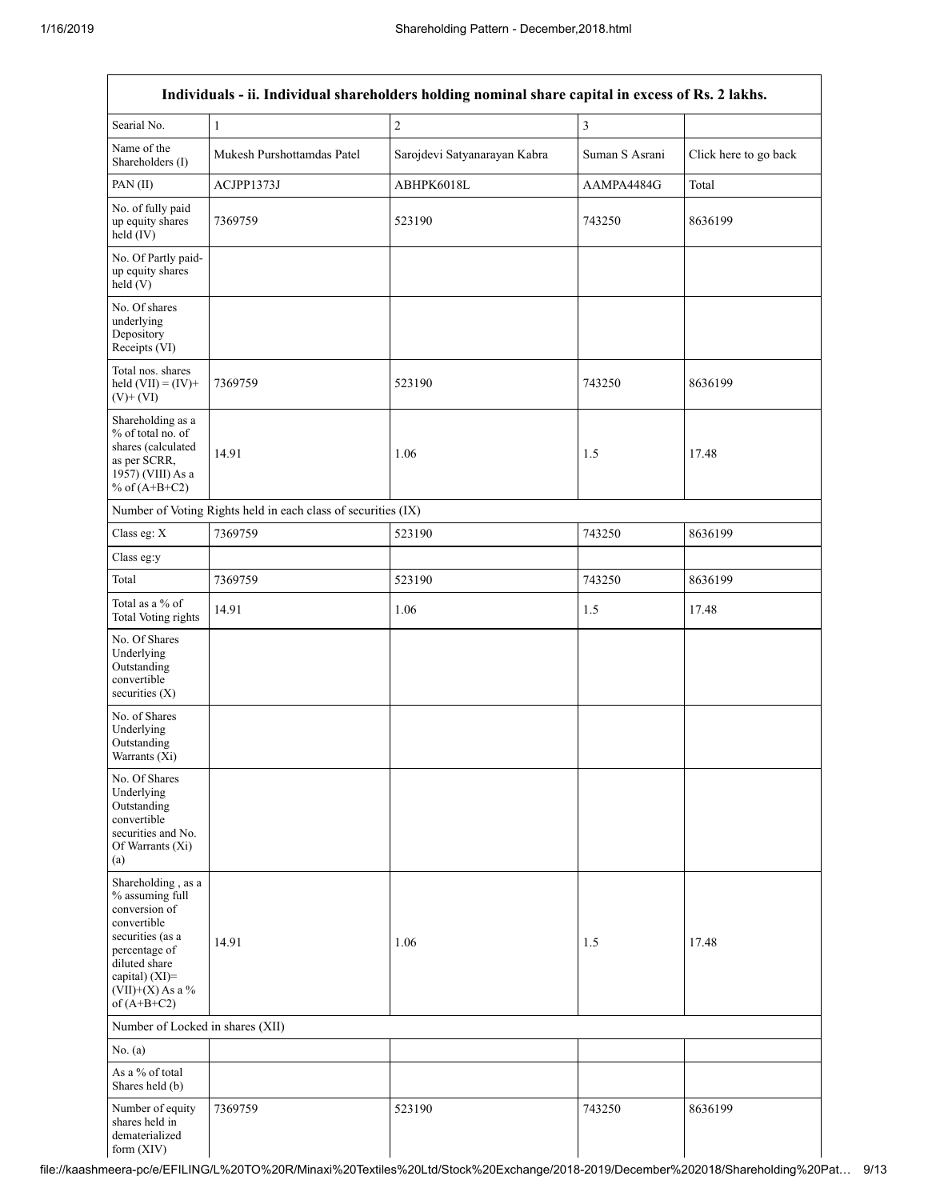| Individuals - ii. Individual shareholders holding nominal share capital in excess of Rs. 2 lakhs. | | | | |
|---|---|---|---|---|
| Searial No. | 1 | 2 | 3 | |
| Name of the Shareholders (I) | Mukesh Purshottamdas Patel | Sarojdevi Satyanarayan Kabra | Suman S Asrani | Click here to go back |
| PAN (II) | ACJPP1373J | ABHPK6018L | AAMPA4484G | Total |
| No. of fully paid up equity shares held (IV) | 7369759 | 523190 | 743250 | 8636199 |
| No. Of Partly paid-up equity shares held (V) | | | | |
| No. Of shares underlying Depository Receipts (VI) | | | | |
| Total nos. shares held (VII) = (IV)+ (V)+ (VI) | 7369759 | 523190 | 743250 | 8636199 |
| Shareholding as a % of total no. of shares (calculated as per SCRR, 1957) (VIII) As a % of (A+B+C2) | 14.91 | 1.06 | 1.5 | 17.48 |
| Number of Voting Rights held in each class of securities (IX) | | | | |
| Class eg: X | 7369759 | 523190 | 743250 | 8636199 |
| Class eg:y | | | | |
| Total | 7369759 | 523190 | 743250 | 8636199 |
| Total as a % of Total Voting rights | 14.91 | 1.06 | 1.5 | 17.48 |
| No. Of Shares Underlying Outstanding convertible securities (X) | | | | |
| No. of Shares Underlying Outstanding Warrants (Xi) | | | | |
| No. Of Shares Underlying Outstanding convertible securities and No. Of Warrants (Xi) (a) | | | | |
| Shareholding , as a % assuming full conversion of convertible securities (as a percentage of diluted share capital) (XI)= (VII)+(X) As a % of (A+B+C2) | 14.91 | 1.06 | 1.5 | 17.48 |
| Number of Locked in shares (XII) | | | | |
| No. (a) | | | | |
| As a % of total Shares held (b) | | | | |
| Number of equity shares held in dematerialized form (XIV) | 7369759 | 523190 | 743250 | 8636199 |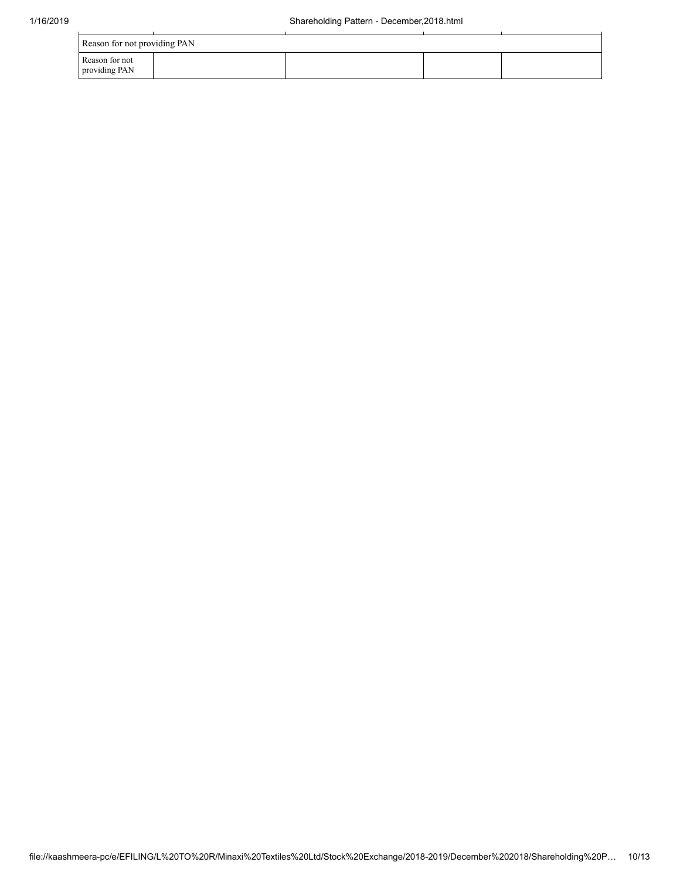| | | | | |
|---|---|---|---|---|
| Reason for not providing PAN | | | | |
| Reason for not providing PAN | | | | |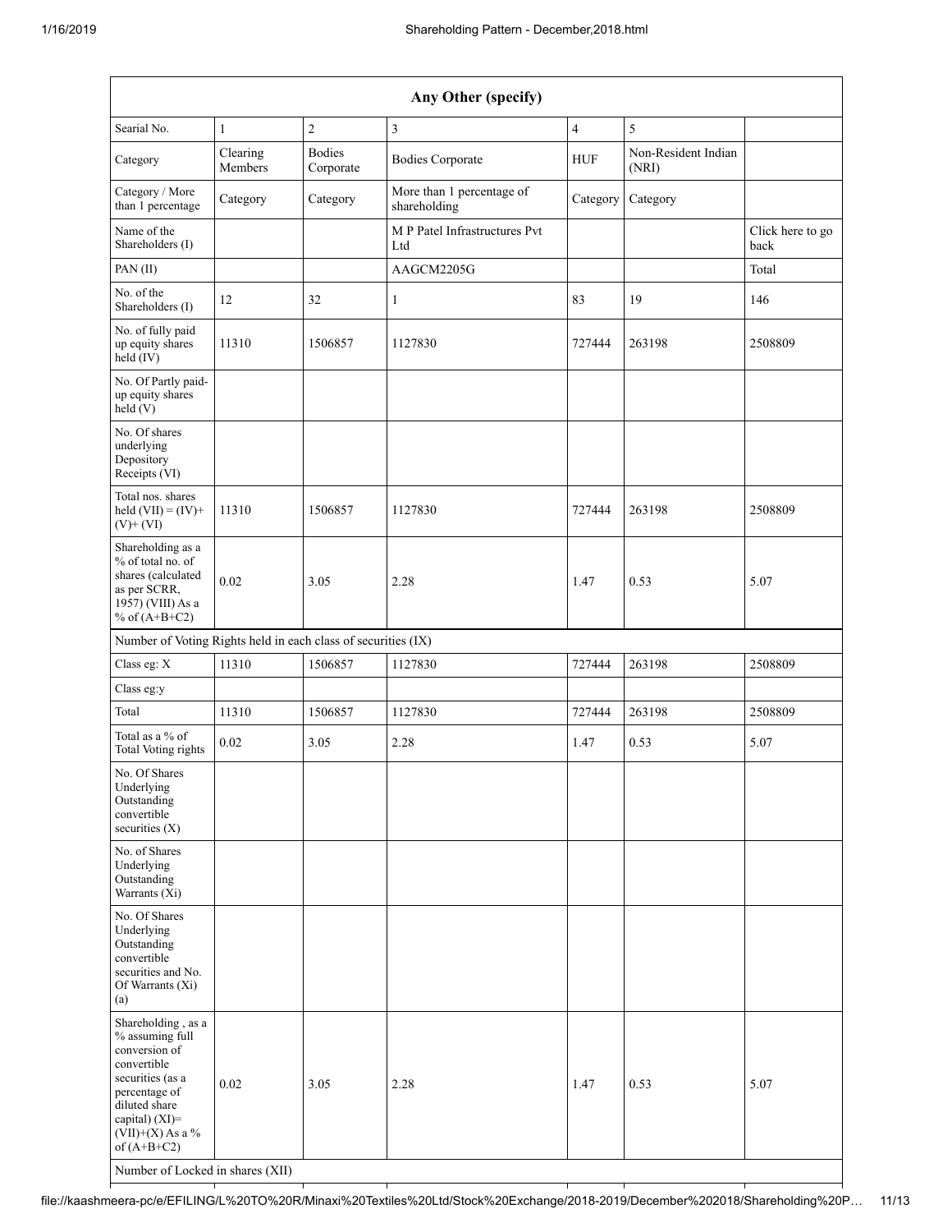| Any Other (specify) | | | | | | |
|---|---|---|---|---|---|---|
| Searial No. | 1 | 2 | 3 | 4 | 5 | |
| Category | Clearing Members | Bodies Corporate | Bodies Corporate | HUF | Non-Resident Indian (NRI) | |
| Category / More than 1 percentage | Category | Category | More than 1 percentage of shareholding | Category | Category | |
| Name of the Shareholders (I) | | | M P Patel Infrastructures Pvt Ltd | | | Click here to go back |
| PAN (II) | | | AAGCM2205G | | | Total |
| No. of the Shareholders (I) | 12 | 32 | 1 | 83 | 19 | 146 |
| No. of fully paid up equity shares held (IV) | 11310 | 1506857 | 1127830 | 727444 | 263198 | 2508809 |
| No. Of Partly paid-up equity shares held (V) | | | | | | |
| No. Of shares underlying Depository Receipts (VI) | | | | | | |
| Total nos. shares held (VII) = (IV)+ (V)+ (VI) | 11310 | 1506857 | 1127830 | 727444 | 263198 | 2508809 |
| Shareholding as a % of total no. of shares (calculated as per SCRR, 1957) (VIII) As a % of (A+B+C2) | 0.02 | 3.05 | 2.28 | 1.47 | 0.53 | 5.07 |
| Number of Voting Rights held in each class of securities (IX) | | | | | | |
| Class eg: X | 11310 | 1506857 | 1127830 | 727444 | 263198 | 2508809 |
| Class eg:y | | | | | | |
| Total | 11310 | 1506857 | 1127830 | 727444 | 263198 | 2508809 |
| Total as a % of Total Voting rights | 0.02 | 3.05 | 2.28 | 1.47 | 0.53 | 5.07 |
| No. Of Shares Underlying Outstanding convertible securities (X) | | | | | | |
| No. of Shares Underlying Outstanding Warrants (Xi) | | | | | | |
| No. Of Shares Underlying Outstanding convertible securities and No. Of Warrants (Xi) (a) | | | | | | |
| Shareholding , as a % assuming full conversion of convertible securities (as a percentage of diluted share capital) (XI)= (VII)+(X) As a % of (A+B+C2) | 0.02 | 3.05 | 2.28 | 1.47 | 0.53 | 5.07 |
| Number of Locked in shares (XII) | | | | | | |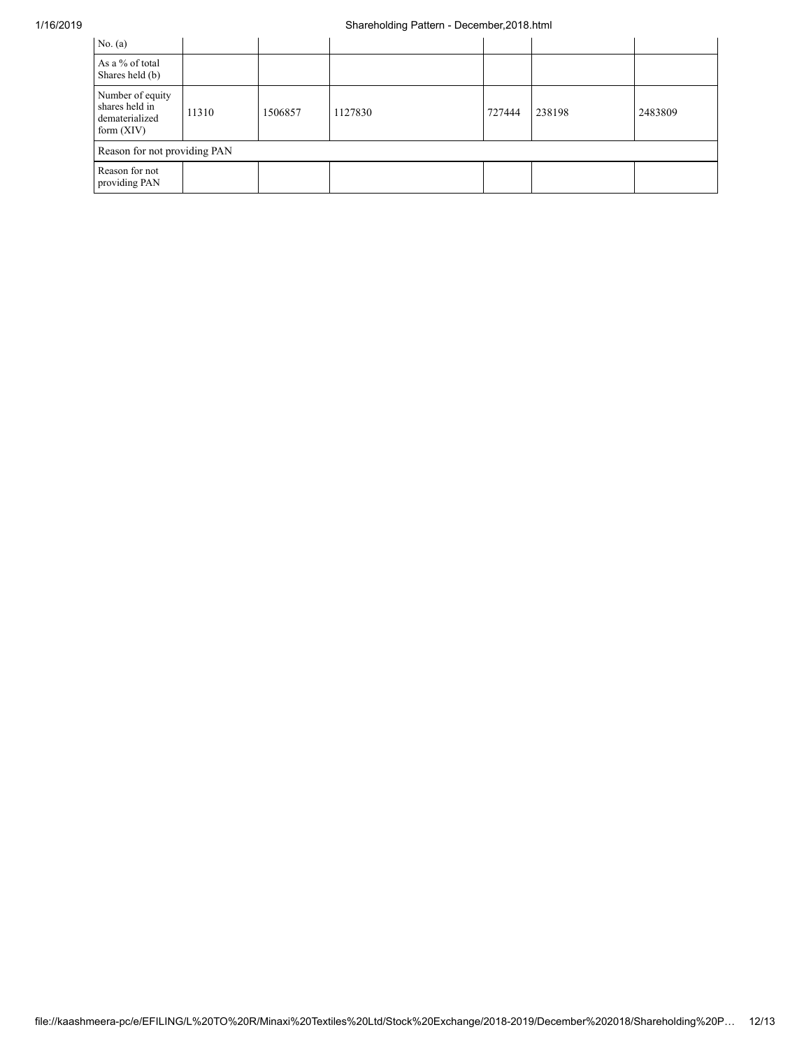| | | | | | | |
|---|---|---|---|---|---|---|
| No. (a) | | | | | | |
| As a % of total Shares held (b) | | | | | | |
| Number of equity shares held in dematerialized form (XIV) | 11310 | 1506857 | 1127830 | 727444 | 238198 | 2483809 |
| Reason for not providing PAN | | | | | | |
| Reason for not providing PAN | | | | | | |